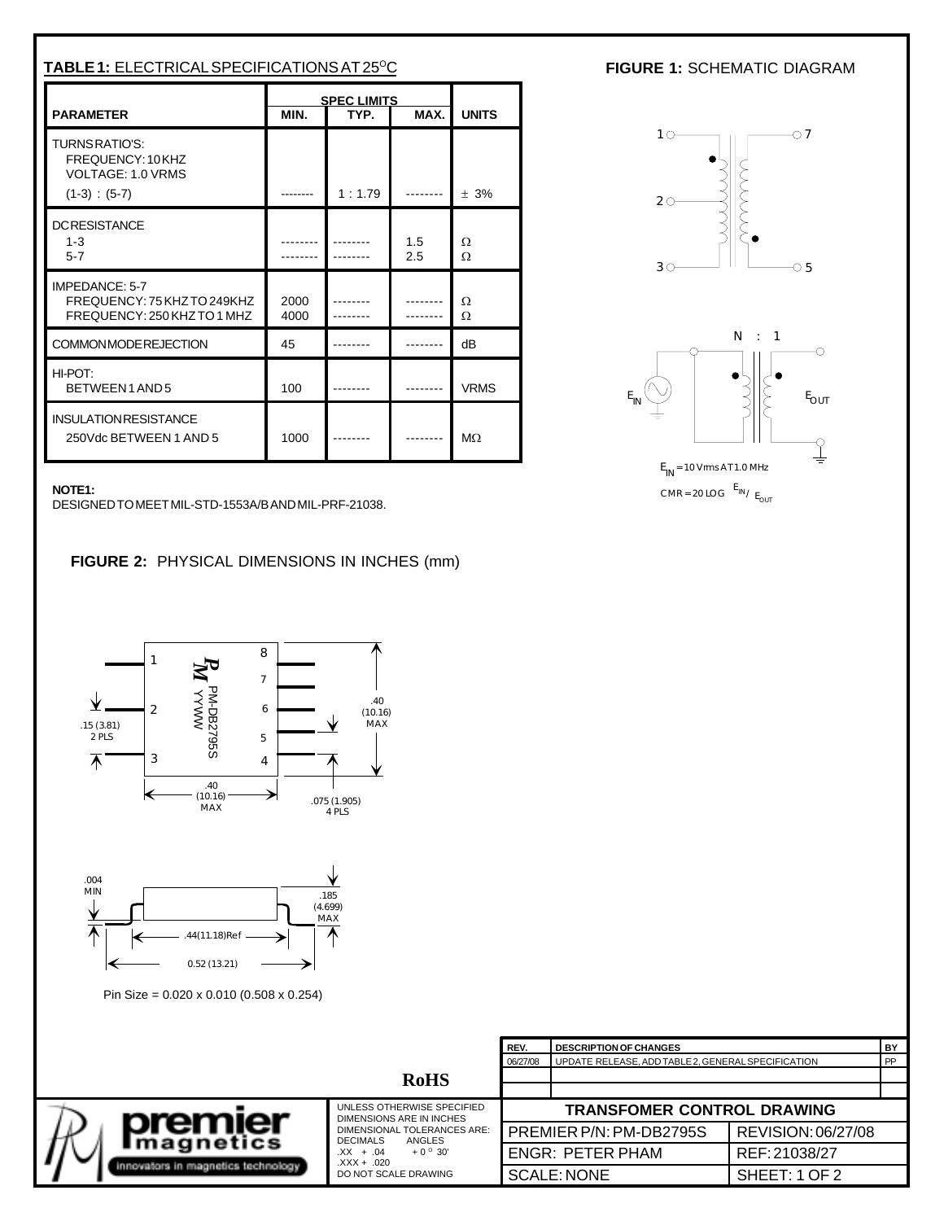## TABLE 1: ELECTRICAL SPECIFICATIONS AT 25°C

| PARAMETER | SPEC LIMITS MIN. | TYP. | MAX. | UNITS |
|---|---|---|---|---|
| TURNS RATIO'S: FREQUENCY: 10 KHZ VOLTAGE: 1.0 VRMS | | | | |
| (1-3) : (5-7) | -------- | 1 : 1.79 | -------- | ± 3% |
| DC RESISTANCE | | | | |
| 1-3 | -------- | -------- | 1.5 | Ω |
| 5-7 | -------- | -------- | 2.5 | Ω |
| IMPEDANCE: 5-7 | | | | |
| FREQUENCY: 75 KHZ TO 249KHZ | 2000 | -------- | -------- | Ω |
| FREQUENCY: 250 KHZ TO 1 MHZ | 4000 | -------- | -------- | Ω |
| COMMON MODE REJECTION | 45 | -------- | -------- | dB |
| HI-POT: BETWEEN 1 AND 5 | 100 | -------- | -------- | VRMS |
| INSULATION RESISTANCE 250Vdc BETWEEN 1 AND 5 | 1000 | -------- | -------- | MΩ |

**NOTE1:**
DESIGNED TO MEET MIL-STD-1553A/B AND MIL-PRF-21038.

## FIGURE 1: SCHEMATIC DIAGRAM

1, 2, 3, 7, 5

N : 1

$E_{IN}$ $E_{OUT}$

$E_{IN}$ = 10 Vrms AT 1.0 MHz

CMR = 20 LOG $E_{IN}$ / $E_{OUT}$

## FIGURE 2: PHYSICAL DIMENSIONS IN INCHES (mm)

PM-DB2795S YYWW

.15 (3.81) 2 PLS

.40 (10.16) MAX

.40 (10.16) MAX

.075 (1.905) 4 PLS

.004 MIN

.185 (4.699) MAX

.44(11.18)Ref

0.52 (13.21)

Pin Size = 0.020 x 0.010 (0.508 x 0.254)

**RoHS**

| REV. | DESCRIPTION OF CHANGES | BY |
|---|---|---|
| 06/27/08 | UPDATE RELEASE, ADD TABLE 2, GENERAL SPECIFICATION | PP |

premier magnetics — innovators in magnetics technology

UNLESS OTHERWISE SPECIFIED DIMENSIONS ARE IN INCHES
DIMENSIONAL TOLERANCES ARE:
DECIMALS .XX + .04 .XXX + .020
ANGLES + 0° 30'
DO NOT SCALE DRAWING

**TRANSFOMER CONTROL DRAWING**

| | |
|---|---|
| PREMIER P/N: PM-DB2795S | REVISION: 06/27/08 |
| ENGR: PETER PHAM | REF: 21038/27 |
| SCALE: NONE | SHEET: 1 OF 2 |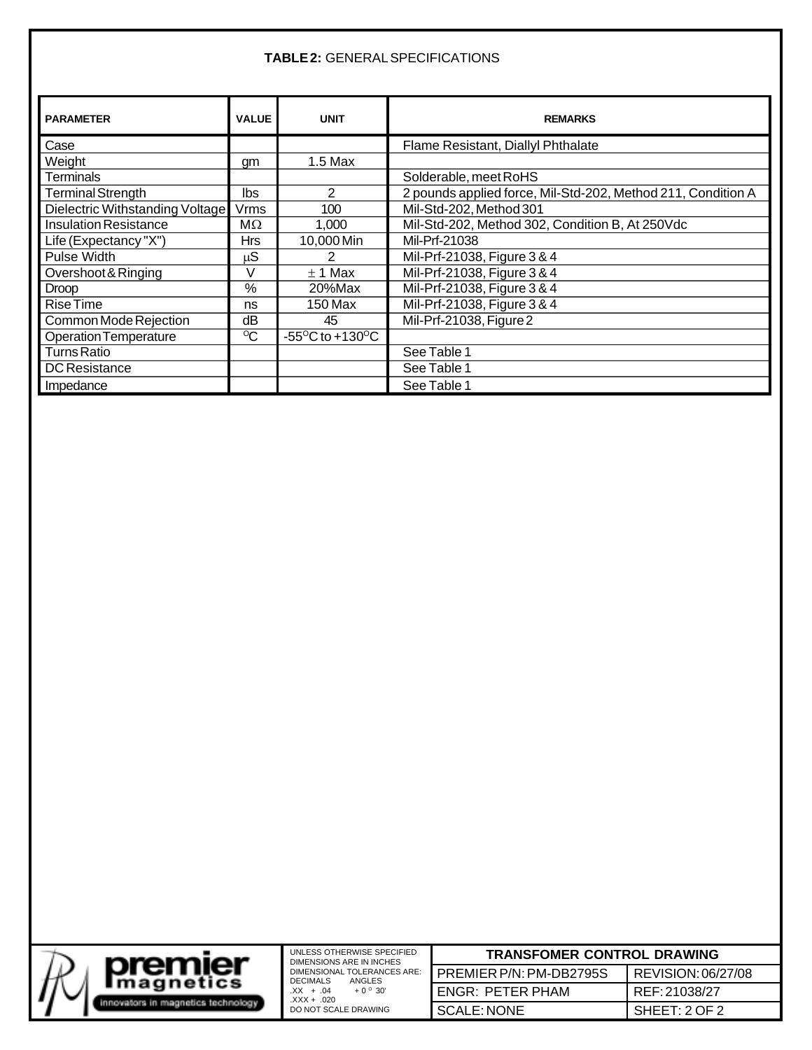**TABLE 2:** GENERAL SPECIFICATIONS

| PARAMETER | VALUE | UNIT | REMARKS |
|---|---|---|---|
| Case | | | Flame Resistant, Diallyl Phthalate |
| Weight | gm | 1.5 Max | |
| Terminals | | | Solderable, meet RoHS |
| Terminal Strength | lbs | 2 | 2 pounds applied force, Mil-Std-202, Method 211, Condition A |
| Dielectric Withstanding Voltage | Vrms | 100 | Mil-Std-202, Method 301 |
| Insulation Resistance | MΩ | 1,000 | Mil-Std-202, Method 302, Condition B, At 250Vdc |
| Life (Expectancy "X") | Hrs | 10,000 Min | Mil-Prf-21038 |
| Pulse Width | μS | 2 | Mil-Prf-21038, Figure 3 & 4 |
| Overshoot & Ringing | V | ± 1 Max | Mil-Prf-21038, Figure 3 & 4 |
| Droop | % | 20%Max | Mil-Prf-21038, Figure 3 & 4 |
| Rise Time | ns | 150 Max | Mil-Prf-21038, Figure 3 & 4 |
| Common Mode Rejection | dB | 45 | Mil-Prf-21038, Figure 2 |
| Operation Temperature | °C | -55°C to +130°C | |
| Turns Ratio | | | See Table 1 |
| DC Resistance | | | See Table 1 |
| Impedance | | | See Table 1 |

premier magnetics
innovators in magnetics technology

UNLESS OTHERWISE SPECIFIED
DIMENSIONS ARE IN INCHES
DIMENSIONAL TOLERANCES ARE:
DECIMALS ANGLES
.XX + .04 + 0° 30'
.XXX + .020
DO NOT SCALE DRAWING

| TRANSFOMER CONTROL DRAWING | |
|---|---|
| PREMIER P/N: PM-DB2795S | REVISION: 06/27/08 |
| ENGR: PETER PHAM | REF: 21038/27 |
| SCALE: NONE | SHEET: 2 OF 2 |